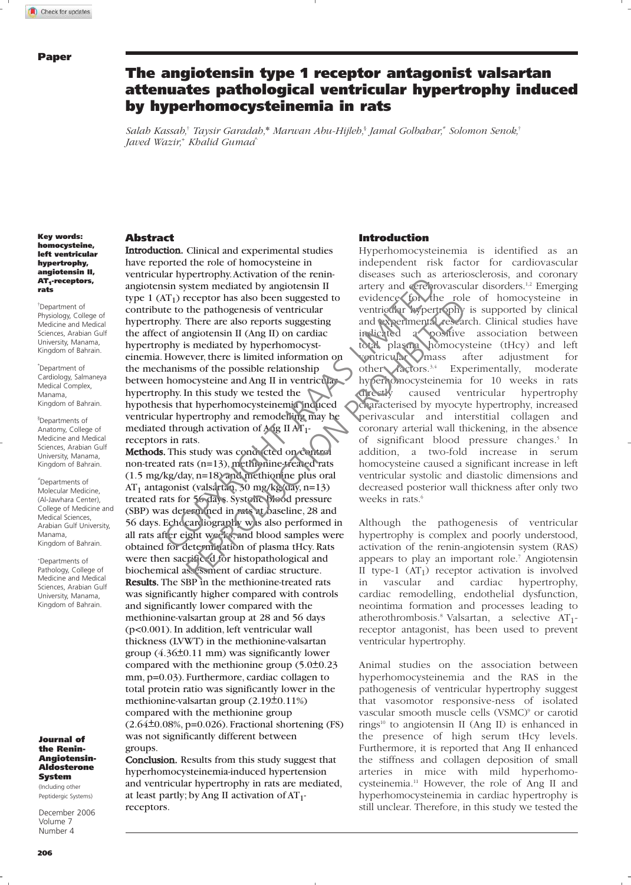Paper

# The angiotensin type 1 receptor antagonist valsartan attenuates pathological ventricular hypertrophy induced by hyperhomocysteinemia in rats

*Salah Kassab,[†] Taysir Garadah,[*] Marwan Abu-Hijleh,[§] Jamal Golbahar,[#] Solomon Senok,[†] Javed Wazir,[+] Khalid Gumaa[^]*

**Key words: homocysteine, left ventricular hypertrophy, angiotensin II, $AT_1$-receptors, rats**

[†] Department of Physiology, College of Medicine and Medical Sciences, Arabian Gulf University, Manama, Kingdom of Bahrain.

[*] Department of Cardiology, Salmaneya Medical Complex, Manama, Kingdom of Bahrain.

[§] Departments of Anatomy, College of Medicine and Medical Sciences, Arabian Gulf University, Manama, Kingdom of Bahrain.

[#] Departments of Molecular Medicine, (Al-Jawhara Center), College of Medicine and Medical Sciences, Arabian Gulf University, Manama, Kingdom of Bahrain.

[+] Departments of Pathology, College of Medicine and Medical Sciences, Arabian Gulf University, Manama, Kingdom of Bahrain.

## Abstract

**Introduction.** Clinical and experimental studies have reported the role of homocysteine in ventricular hypertrophy. Activation of the renin-angiotensin system mediated by angiotensin II type 1 ($AT_1$) receptor has also been suggested to contribute to the pathogenesis of ventricular hypertrophy. There are also reports suggesting the affect of angiotensin II (Ang II) on cardiac hypertrophy is mediated by hyperhomocysteinemia. However, there is limited information on the mechanisms of the possible relationship between homocysteine and Ang II in ventricular hypertrophy. In this study we tested the hypothesis that hyperhomocysteinemia induced ventricular hypertrophy and remodelling may be mediated through activation of Ang II $AT_1$-receptors in rats.

**Methods.** This study was conducted on control non-treated rats (n=13), methionine-treated rats (1.5 mg/kg/day, n=18) and methionine plus oral $AT_1$ antagonist (valsartan, 30 mg/kg/day, n=13) treated rats for 56 days. Systolic blood pressure (SBP) was determined in rats at baseline, 28 and 56 days. Echocardiography was also performed in all rats after eight weeks, and blood samples were obtained for determination of plasma tHcy. Rats were then sacrificed for histopathological and biochemical assessment of cardiac structure.

**Results.** The SBP in the methionine-treated rats was significantly higher compared with controls and significantly lower compared with the methionine-valsartan group at 28 and 56 days ($p<0.001$). In addition, left ventricular wall thickness (LVWT) in the methionine-valsartan group (4.36±0.11 mm) was significantly lower compared with the methionine group (5.0±0.23 mm, $p=0.03$). Furthermore, cardiac collagen to total protein ratio was significantly lower in the methionine-valsartan group (2.19±0.11%) compared with the methionine group (2.64±0.08%, $p=0.026$). Fractional shortening (FS) was not significantly different between groups.

**Conclusion.** Results from this study suggest that hyperhomocysteinemia-induced hypertension and ventricular hypertrophy in rats are mediated, at least partly; by Ang II activation of $AT_1$-receptors.

## Introduction

Hyperhomocysteinemia is identified as an independent risk factor for cardiovascular diseases such as arteriosclerosis, and coronary artery and cerebrovascular disorders.[1,2] Emerging evidence for the role of homocysteine in ventricular hypertrophy is supported by clinical and experimental research. Clinical studies have indicated a positive association between total plasma homocysteine (tHcy) and left ventricular mass after adjustment for other factors.[3,4] Experimentally, moderate hyperhomocysteinemia for 10 weeks in rats directly caused ventricular hypertrophy characterised by myocyte hypertrophy, increased perivascular and interstitial collagen and coronary arterial wall thickening, in the absence of significant blood pressure changes.[5] In addition, a two-fold increase in serum homocysteine caused a significant increase in left ventricular systolic and diastolic dimensions and decreased posterior wall thickness after only two weeks in rats.[6]

Although the pathogenesis of ventricular hypertrophy is complex and poorly understood, activation of the renin-angiotensin system (RAS) appears to play an important role.[7] Angiotensin II type-1 ($AT_1$) receptor activation is involved in vascular and cardiac hypertrophy, cardiac remodelling, endothelial dysfunction, neointima formation and processes leading to atherothrombosis.[8] Valsartan, a selective $AT_1$-receptor antagonist, has been used to prevent ventricular hypertrophy.

Animal studies on the association between hyperhomocysteinemia and the RAS in the pathogenesis of ventricular hypertrophy suggest that vasomotor responsive-ness of isolated vascular smooth muscle cells (VSMC)[9] or carotid rings[10] to angiotensin II (Ang II) is enhanced in the presence of high serum tHcy levels. Furthermore, it is reported that Ang II enhanced the stiffness and collagen deposition of small arteries in mice with mild hyperhomo-cysteinemia.[11] However, the role of Ang II and hyperhomocysteinemia in cardiac hypertrophy is still unclear. Therefore, in this study we tested the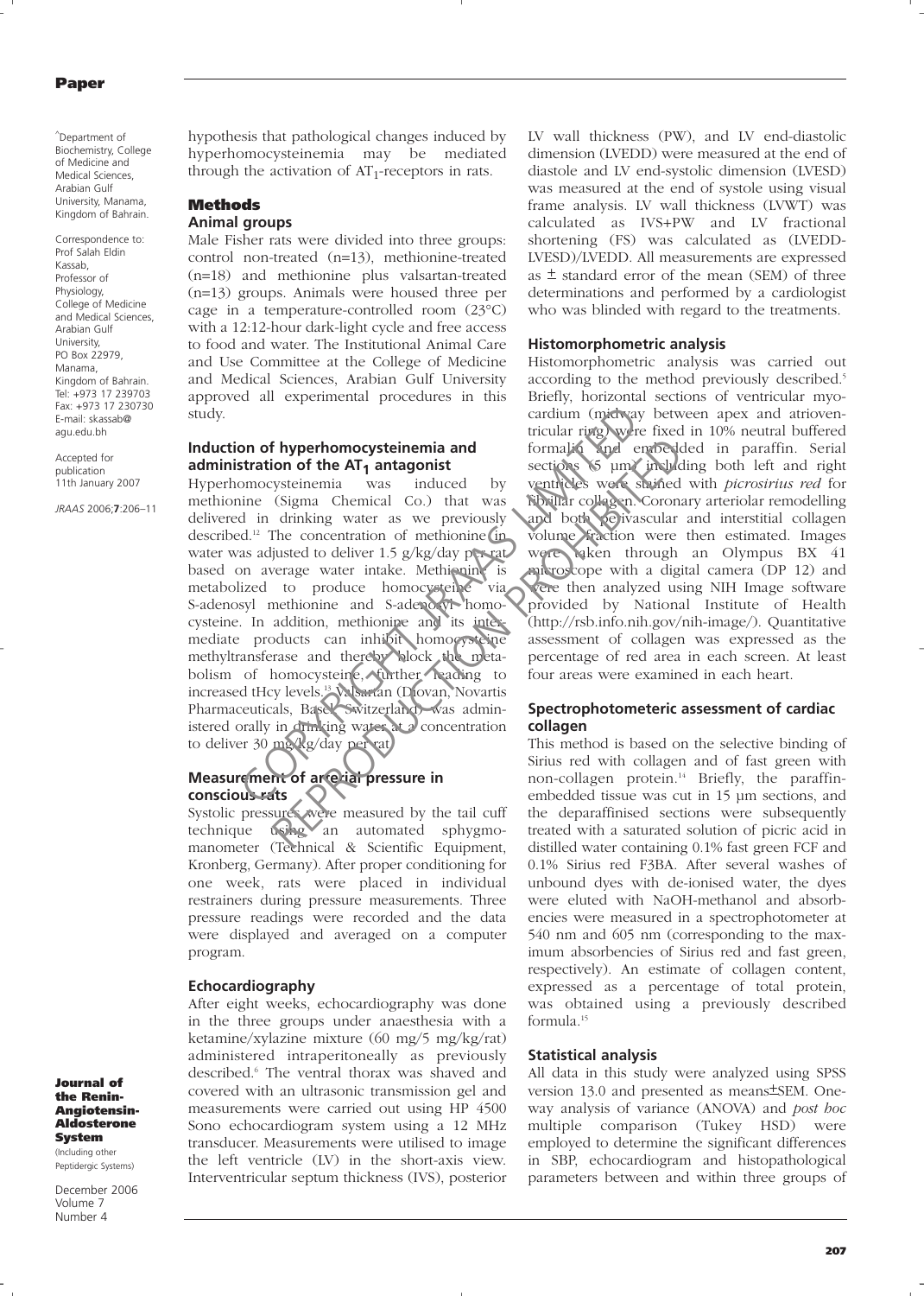^Department of Biochemistry, College of Medicine and Medical Sciences, Arabian Gulf University, Manama, Kingdom of Bahrain.

Correspondence to: Prof Salah Eldin Kassab, Professor of Physiology, College of Medicine and Medical Sciences, Arabian Gulf University, PO Box 22979, Manama, Kingdom of Bahrain. Tel: +973 17 239703 Fax: +973 17 230730 E-mail: skassab@agu.edu.bh

Accepted for publication 11th January 2007

hypothesis that pathological changes induced by hyperhomocysteinemia may be mediated through the activation of $AT_1$-receptors in rats.

## Methods

### Animal groups

Male Fisher rats were divided into three groups: control non-treated (n=13), methionine-treated (n=18) and methionine plus valsartan-treated (n=13) groups. Animals were housed three per cage in a temperature-controlled room (23°C) with a 12:12-hour dark-light cycle and free access to food and water. The Institutional Animal Care and Use Committee at the College of Medicine and Medical Sciences, Arabian Gulf University approved all experimental procedures in this study.

### Induction of hyperhomocysteinemia and administration of the $AT_1$ antagonist

Hyperhomocysteinemia was induced by methionine (Sigma Chemical Co.) that was delivered in drinking water as we previously described.[12] The concentration of methionine in water was adjusted to deliver 1.5 g/kg/day per rat based on average water intake. Methionine is metabolized to produce homocysteine via S-adenosyl methionine and S-adenosyl homocysteine. In addition, methionine and its intermediate products can inhibit homocysteine methyltransferase and thereby block the metabolism of homocysteine, further leading to increased tHcy levels.[13] Valsartan (Diovan, Novartis Pharmaceuticals, Basel, Switzerland) was administered orally in drinking water at a concentration to deliver 30 mg/kg/day per rat.

### Measurement of arterial pressure in conscious rats

Systolic pressures were measured by the tail cuff technique using an automated sphygmomanometer (Technical & Scientific Equipment, Kronberg, Germany). After proper conditioning for one week, rats were placed in individual restrainers during pressure measurements. Three pressure readings were recorded and the data were displayed and averaged on a computer program.

### Echocardiography

After eight weeks, echocardiography was done in the three groups under anaesthesia with a ketamine/xylazine mixture (60 mg/5 mg/kg/rat) administered intraperitoneally as previously described.[6] The ventral thorax was shaved and covered with an ultrasonic transmission gel and measurements were carried out using HP 4500 Sono echocardiogram system using a 12 MHz transducer. Measurements were utilised to image the left ventricle (LV) in the short-axis view. Interventricular septum thickness (IVS), posterior LV wall thickness (PW), and LV end-diastolic dimension (LVEDD) were measured at the end of diastole and LV end-systolic dimension (LVESD) was measured at the end of systole using visual frame analysis. LV wall thickness (LVWT) was calculated as IVS+PW and LV fractional shortening (FS) was calculated as (LVEDD-LVESD)/LVEDD. All measurements are expressed as ± standard error of the mean (SEM) of three determinations and performed by a cardiologist who was blinded with regard to the treatments.

### Histomorphometric analysis

Histomorphometric analysis was carried out according to the method previously described.[5] Briefly, horizontal sections of ventricular myocardium (midway between apex and atrioventricular ring) were fixed in 10% neutral buffered formalin and embedded in paraffin. Serial sections (5 μm) including both left and right ventricles were stained with *picrosirius red* for fibrillar collagen. Coronary arteriolar remodelling and both perivascular and interstitial collagen volume fraction were then estimated. Images were taken through an Olympus BX 41 microscope with a digital camera (DP 12) and were then analyzed using NIH Image software provided by National Institute of Health (http://rsb.info.nih.gov/nih-image/). Quantitative assessment of collagen was expressed as the percentage of red area in each screen. At least four areas were examined in each heart.

### Spectrophotometeric assessment of cardiac collagen

This method is based on the selective binding of Sirius red with collagen and of fast green with non-collagen protein.[14] Briefly, the paraffin-embedded tissue was cut in 15 μm sections, and the deparaffinised sections were subsequently treated with a saturated solution of picric acid in distilled water containing 0.1% fast green FCF and 0.1% Sirius red F3BA. After several washes of unbound dyes with de-ionised water, the dyes were eluted with NaOH-methanol and absorbencies were measured in a spectrophotometer at 540 nm and 605 nm (corresponding to the maximum absorbencies of Sirius red and fast green, respectively). An estimate of collagen content, expressed as a percentage of total protein, was obtained using a previously described formula.[15]

### Statistical analysis

All data in this study were analyzed using SPSS version 13.0 and presented as means±SEM. One-way analysis of variance (ANOVA) and *post hoc* multiple comparison (Tukey HSD) were employed to determine the significant differences in SBP, echocardiogram and histopathological parameters between and within three groups of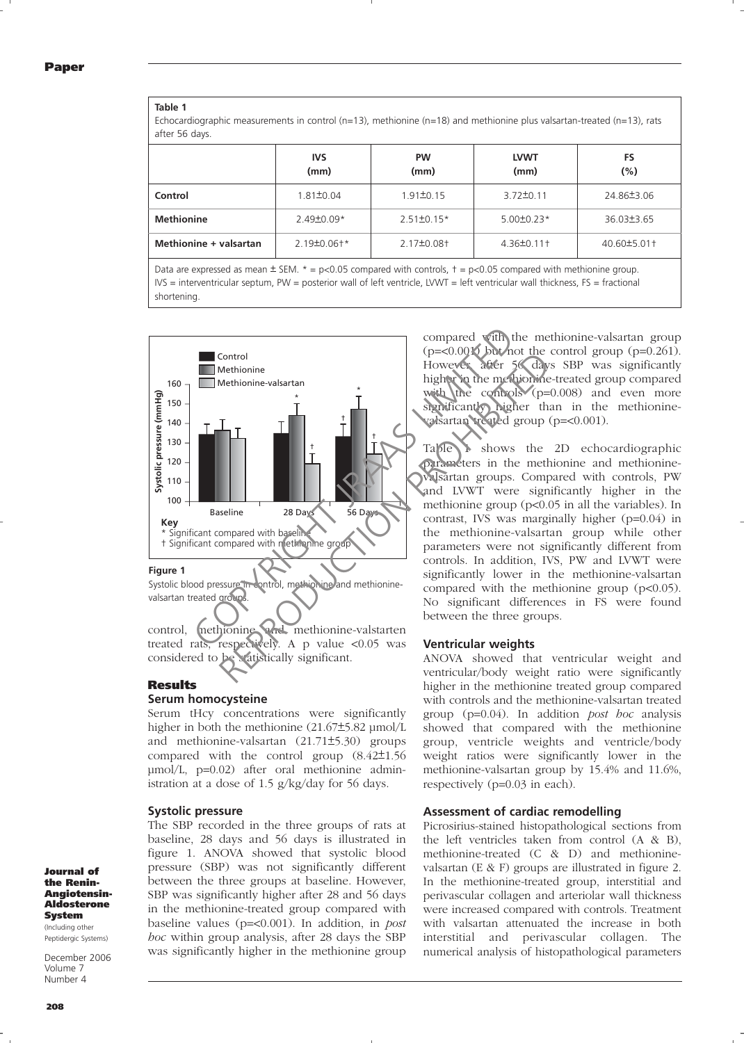**Table 1**
Echocardiographic measurements in control (n=13), methionine (n=18) and methionine plus valsartan-treated (n=13), rats after 56 days.

| | IVS (mm) | PW (mm) | LVWT (mm) | FS (%) |
|---|---|---|---|---|
| **Control** | 1.81±0.04 | 1.91±0.15 | 3.72±0.11 | 24.86±3.06 |
| **Methionine** | 2.49±0.09* | 2.51±0.15* | 5.00±0.23* | 36.03±3.65 |
| **Methionine + valsartan** | 2.19±0.06†* | 2.17±0.08† | 4.36±0.11† | 40.60±5.01† |

Data are expressed as mean ± SEM. * = p<0.05 compared with controls, † = p<0.05 compared with methionine group. IVS = interventricular septum, PW = posterior wall of left ventricle, LVWT = left ventricular wall thickness, FS = fractional shortening.

**Figure 1**
Systolic blood pressure in control, methionine and methionine-valsartan treated groups.

Key
* Significant compared with baseline
† Significant compared with methionine group

control, methionine and methionine-valstarten treated rats, respectively. A p value <0.05 was considered to be statistically significant.

## Results

### Serum homocysteine

Serum tHcy concentrations were significantly higher in both the methionine (21.67±5.82 µmol/L and methionine-valsartan (21.71±5.30) groups compared with the control group (8.42±1.56 µmol/L, p=0.02) after oral methionine administration at a dose of 1.5 g/kg/day for 56 days.

### Systolic pressure

The SBP recorded in the three groups of rats at baseline, 28 days and 56 days is illustrated in figure 1. ANOVA showed that systolic blood pressure (SBP) was not significantly different between the three groups at baseline. However, SBP was significantly higher after 28 and 56 days in the methionine-treated group compared with baseline values (p=<0.001). In addition, in *post hoc* within group analysis, after 28 days the SBP was significantly higher in the methionine group compared with the methionine-valsartan group (p=<0.001) but not the control group (p=0.261). However, after 56 days SBP was significantly higher in the methionine-treated group compared with the controls (p=0.008) and even more significantly higher than in the methionine-valsartan treated group (p=<0.001).

Table 1 shows the 2D echocardiographic parameters in the methionine and methionine-valsartan groups. Compared with controls, PW and LVWT were significantly higher in the methionine group (p<0.05 in all the variables). In contrast, IVS was marginally higher (p=0.04) in the methionine-valsartan group while other parameters were not significantly different from controls. In addition, IVS, PW and LVWT were significantly lower in the methionine-valsartan compared with the methionine group (p<0.05). No significant differences in FS were found between the three groups.

### Ventricular weights

ANOVA showed that ventricular weight and ventricular/body weight ratio were significantly higher in the methionine treated group compared with controls and the methionine-valsartan treated group (p=0.04). In addition *post hoc* analysis showed that compared with the methionine group, ventricle weights and ventricle/body weight ratios were significantly lower in the methionine-valsartan group by 15.4% and 11.6%, respectively (p=0.03 in each).

### Assessment of cardiac remodelling

Picrosirius-stained histopathological sections from the left ventricles taken from control (A & B), methionine-treated (C & D) and methionine-valsartan (E & F) groups are illustrated in figure 2. In the methionine-treated group, interstitial and perivascular collagen and arteriolar wall thickness were increased compared with controls. Treatment with valsartan attenuated the increase in both interstitial and perivascular collagen. The numerical analysis of histopathological parameters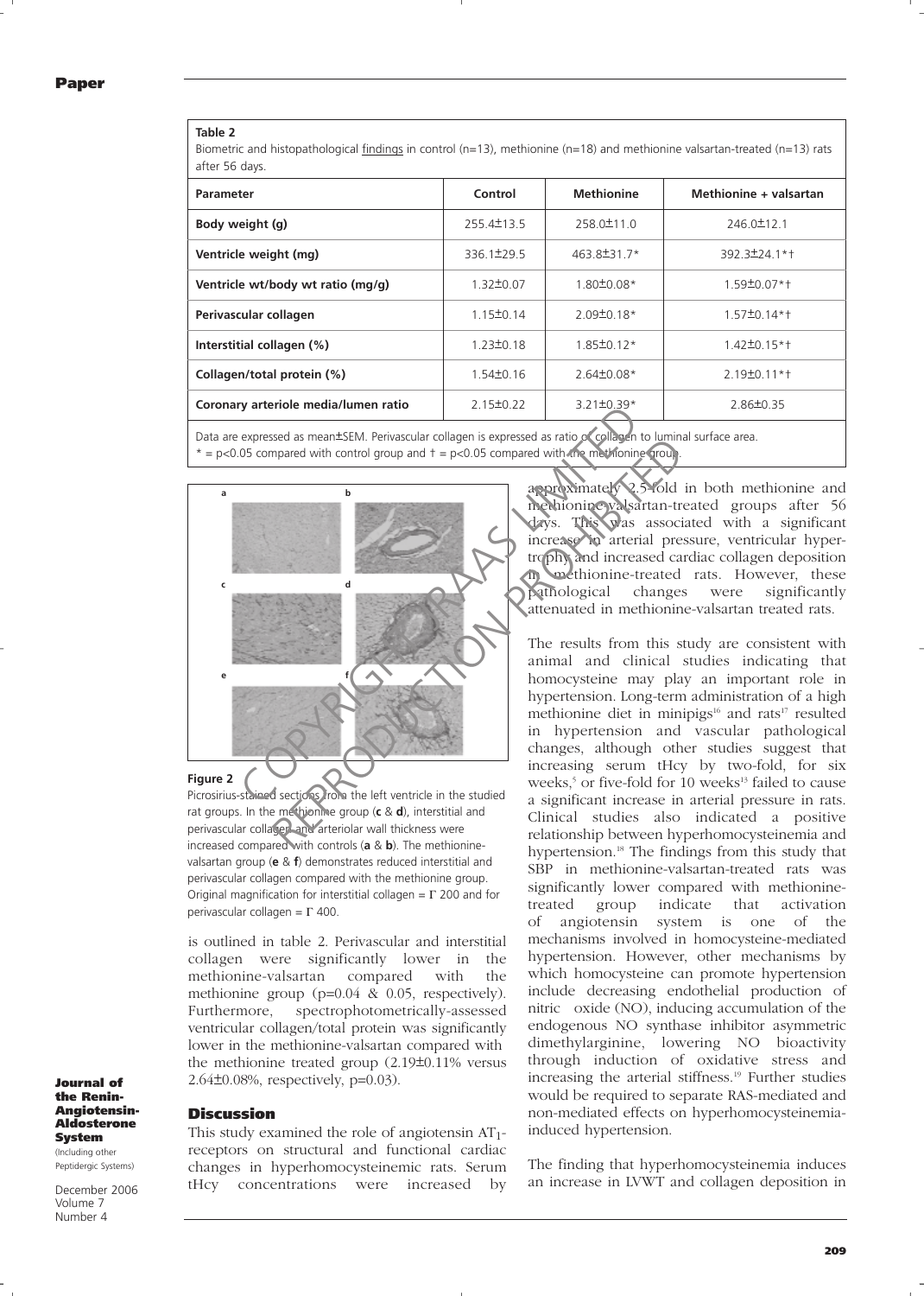**Table 2**

Biometric and histopathological findings in control (n=13), methionine (n=18) and methionine valsartan-treated (n=13) rats after 56 days.

| Parameter | Control | Methionine | Methionine + valsartan |
|---|---|---|---|
| Body weight (g) | 255.4±13.5 | 258.0±11.0 | 246.0±12.1 |
| Ventricle weight (mg) | 336.1±29.5 | 463.8±31.7* | 392.3±24.1*† |
| Ventricle wt/body wt ratio (mg/g) | 1.32±0.07 | 1.80±0.08* | 1.59±0.07*† |
| Perivascular collagen | 1.15±0.14 | 2.09±0.18* | 1.57±0.14*† |
| Interstitial collagen (%) | 1.23±0.18 | 1.85±0.12* | 1.42±0.15*† |
| Collagen/total protein (%) | 1.54±0.16 | 2.64±0.08* | 2.19±0.11*† |
| Coronary arteriole media/lumen ratio | 2.15±0.22 | 3.21±0.39* | 2.86±0.35 |

Data are expressed as mean±SEM. Perivascular collagen is expressed as ratio of collagen to luminal surface area.
* = p<0.05 compared with control group and † = p<0.05 compared with the methionine group.

**Figure 2**

Picrosirius-stained sections from the left ventricle in the studied rat groups. In the methionine group (**c** & **d**), interstitial and perivascular collagen and arteriolar wall thickness were increased compared with controls (**a** & **b**). The methionine-valsartan group (**e** & **f**) demonstrates reduced interstitial and perivascular collagen compared with the methionine group. Original magnification for interstitial collagen = Γ 200 and for perivascular collagen = Γ 400.

is outlined in table 2. Perivascular and interstitial collagen were significantly lower in the methionine-valsartan compared with the methionine group (p=0.04 & 0.05, respectively). Furthermore, spectrophotometrically-assessed ventricular collagen/total protein was significantly lower in the methionine-valsartan compared with the methionine treated group (2.19±0.11% versus 2.64±0.08%, respectively, p=0.03).

## Discussion

This study examined the role of angiotensin $AT_1$-receptors on structural and functional cardiac changes in hyperhomocysteinemic rats. Serum tHcy concentrations were increased by approximately 2.5-fold in both methionine and methionine-valsartan-treated groups after 56 days. This was associated with a significant increase in arterial pressure, ventricular hypertrophy and increased cardiac collagen deposition in methionine-treated rats. However, these pathological changes were significantly attenuated in methionine-valsartan treated rats.

The results from this study are consistent with animal and clinical studies indicating that homocysteine may play an important role in hypertension. Long-term administration of a high methionine diet in minipigs[16] and rats[17] resulted in hypertension and vascular pathological changes, although other studies suggest that increasing serum tHcy by two-fold, for six weeks,[5] or five-fold for 10 weeks[13] failed to cause a significant increase in arterial pressure in rats. Clinical studies also indicated a positive relationship between hyperhomocysteinemia and hypertension.[18] The findings from this study that SBP in methionine-valsartan-treated rats was significantly lower compared with methionine-treated group indicate that activation of angiotensin system is one of the mechanisms involved in homocysteine-mediated hypertension. However, other mechanisms by which homocysteine can promote hypertension include decreasing endothelial production of nitric oxide (NO), inducing accumulation of the endogenous NO synthase inhibitor asymmetric dimethylarginine, lowering NO bioactivity through induction of oxidative stress and increasing the arterial stiffness.[19] Further studies would be required to separate RAS-mediated and non-mediated effects on hyperhomocysteinemia-induced hypertension.

The finding that hyperhomocysteinemia induces an increase in LVWT and collagen deposition in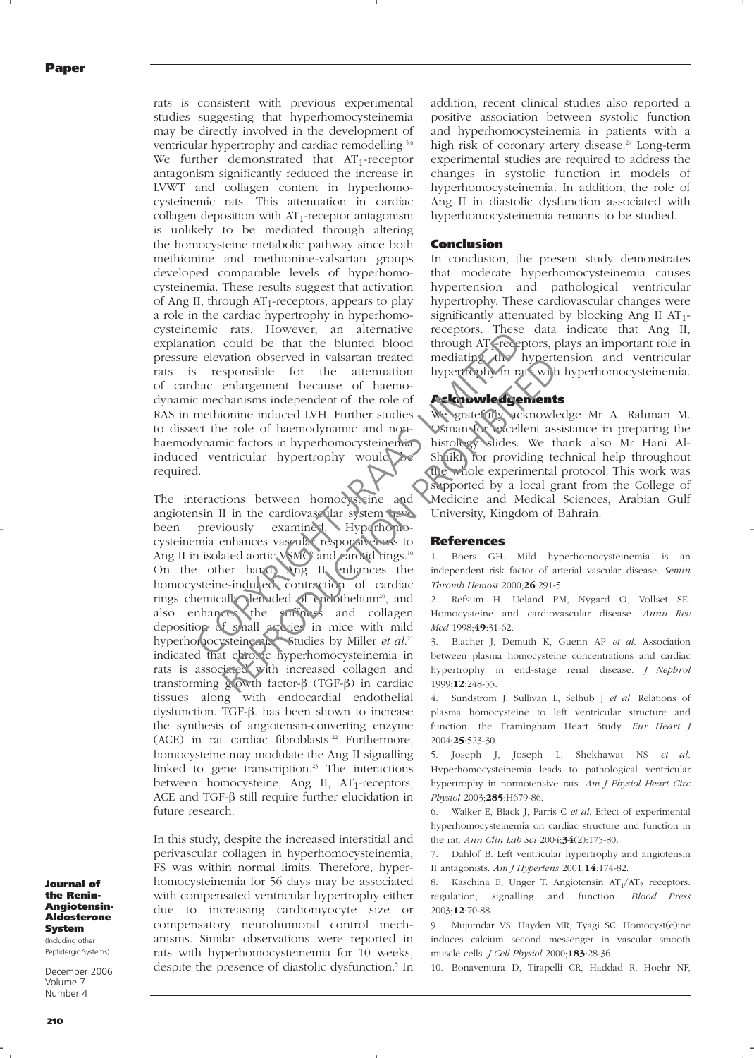rats is consistent with previous experimental studies suggesting that hyperhomocysteinemia may be directly involved in the development of ventricular hypertrophy and cardiac remodelling.[5,6] We further demonstrated that $AT_1$-receptor antagonism significantly reduced the increase in LVWT and collagen content in hyperhomocysteinemic rats. This attenuation in cardiac collagen deposition with $AT_1$-receptor antagonism is unlikely to be mediated through altering the homocysteine metabolic pathway since both methionine and methionine-valsartan groups developed comparable levels of hyperhomocysteinemia. These results suggest that activation of Ang II, through $AT_1$-receptors, appears to play a role in the cardiac hypertrophy in hyperhomocysteinemic rats. However, an alternative explanation could be that the blunted blood pressure elevation observed in valsartan treated rats is responsible for the attenuation of cardiac enlargement because of haemodynamic mechanisms independent of the role of RAS in methionine induced LVH. Further studies to dissect the role of haemodynamic and non-haemodynamic factors in hyperhomocysteinemia induced ventricular hypertrophy would be required.

The interactions between homocysteine and angiotensin II in the cardiovascular system have been previously examined. Hyperhomocysteinemia enhances vascular responsiveness to Ang II in isolated aortic VSMC[9] and carotid rings.[10] On the other hand, Ang II enhances the homocysteine-induced contraction of cardiac rings chemically denuded of endothelium[20], and also enhances the stiffness and collagen deposition of small arteries in mice with mild hyperhomocysteinemia.[19] Studies by Miller *et al*.[21] indicated that chronic hyperhomocysteinemia in rats is associated with increased collagen and transforming growth factor-β (TGF-β) in cardiac tissues along with endocardial endothelial dysfunction. TGF-β. has been shown to increase the synthesis of angiotensin-converting enzyme (ACE) in rat cardiac fibroblasts.[22] Furthermore, homocysteine may modulate the Ang II signalling linked to gene transcription.[23] The interactions between homocysteine, Ang II, $AT_1$-receptors, ACE and TGF-β still require further elucidation in future research.

In this study, despite the increased interstitial and perivascular collagen in hyperhomocysteinemia, FS was within normal limits. Therefore, hyperhomocysteinemia for 56 days may be associated with compensated ventricular hypertrophy either due to increasing cardiomyocyte size or compensatory neurohumoral control mechanisms. Similar observations were reported in rats with hyperhomocysteinemia for 10 weeks, despite the presence of diastolic dysfunction.[5] In addition, recent clinical studies also reported a positive association between systolic function and hyperhomocysteinemia in patients with a high risk of coronary artery disease.[24] Long-term experimental studies are required to address the changes in systolic function in models of hyperhomocysteinemia. In addition, the role of Ang II in diastolic dysfunction associated with hyperhomocysteinemia remains to be studied.

## Conclusion

In conclusion, the present study demonstrates that moderate hyperhomocysteinemia causes hypertension and pathological ventricular hypertrophy. These cardiovascular changes were significantly attenuated by blocking Ang II $AT_1$-receptors. These data indicate that Ang II, through $AT_1$-receptors, plays an important role in mediating the hypertension and ventricular hypertrophy in rats with hyperhomocysteinemia.

## Acknowledgements

We gratefully acknowledge Mr A. Rahman M. Osman for excellent assistance in preparing the histology slides. We thank also Mr Hani Al-Shaikh for providing technical help throughout the whole experimental protocol. This work was supported by a local grant from the College of Medicine and Medical Sciences, Arabian Gulf University, Kingdom of Bahrain.

## References

1. Boers GH. Mild hyperhomocysteinemia is an independent risk factor of arterial vascular disease. *Semin Thromb Hemost* 2000;**26**:291-5.
2. Refsum H, Ueland PM, Nygard O, Vollset SE. Homocysteine and cardiovascular disease. *Annu Rev Med* 1998;**49**:31-62.
3. Blacher J, Demuth K, Guerin AP *et al*. Association between plasma homocysteine concentrations and cardiac hypertrophy in end-stage renal disease. *J Nephrol* 1999;**12**:248-55.
4. Sundstrom J, Sullivan L, Selhub J *et al*. Relations of plasma homocysteine to left ventricular structure and function: the Framingham Heart Study. *Eur Heart J* 2004;**25**:523-30.
5. Joseph J, Joseph L, Shekhawat NS *et al*. Hyperhomocysteinemia leads to pathological ventricular hypertrophy in normotensive rats. *Am J Physiol Heart Circ Physiol* 2003;**285**:H679-86.
6. Walker E, Black J, Parris C *et al*. Effect of experimental hyperhomocysteinemia on cardiac structure and function in the rat. *Ann Clin Lab Sci* 2004;**34**(2):175-80.
7. Dahlof B. Left ventricular hypertrophy and angiotensin II antagonists. *Am J Hypertens* 2001;**14**:174-82.
8. Kaschina E, Unger T. Angiotensin $AT_1/AT_2$ receptors: regulation, signalling and function. *Blood Press* 2003;**12**:70-88.
9. Mujumdar VS, Hayden MR, Tyagi SC. Homocyst(e)ine induces calcium second messenger in vascular smooth muscle cells. *J Cell Physiol* 2000;**183**:28-36.
10. Bonaventura D, Tirapelli CR, Haddad R, Hoehr NF,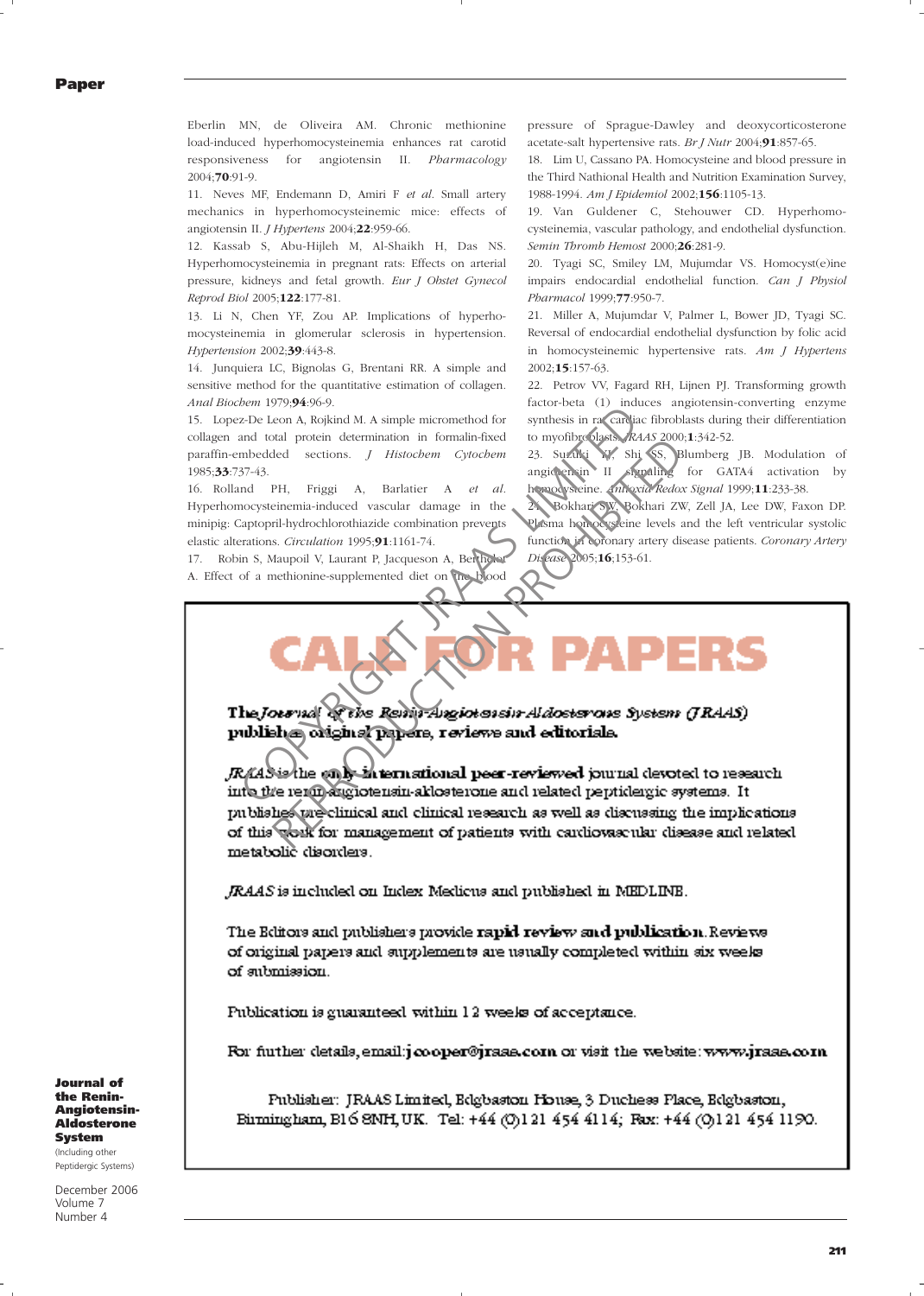Eberlin MN, de Oliveira AM. Chronic methionine load-induced hyperhomocysteinemia enhances rat carotid responsiveness for angiotensin II. *Pharmacology* 2004;**70**:91-9.

11. Neves MF, Endemann D, Amiri F *et al.* Small artery mechanics in hyperhomocysteinemic mice: effects of angiotensin II. *J Hypertens* 2004;**22**:959-66.

12. Kassab S, Abu-Hijleh M, Al-Shaikh H, Das NS. Hyperhomocysteinemia in pregnant rats: Effects on arterial pressure, kidneys and fetal growth. *Eur J Obstet Gynecol Reprod Biol* 2005;**122**:177-81.

13. Li N, Chen YF, Zou AP. Implications of hyperhomocysteinemia in glomerular sclerosis in hypertension. *Hypertension* 2002;**39**:443-8.

14. Junquiera LC, Bignolas G, Brentani RR. A simple and sensitive method for the quantitative estimation of collagen. *Anal Biochem* 1979;**94**:96-9.

15. Lopez-De Leon A, Rojkind M. A simple micromethod for collagen and total protein determination in formalin-fixed paraffin-embedded sections. *J Histochem Cytochem* 1985;**33**:737-43.

16. Rolland PH, Friggi A, Barlatier A *et al.* Hyperhomocysteinemia-induced vascular damage in the minipig: Captopril-hydrochlorothiazide combination prevents elastic alterations. *Circulation* 1995;**91**:1161-74.

17. Robin S, Maupoil V, Laurant P, Jacqueson A, Berthelot A. Effect of a methionine-supplemented diet on the blood pressure of Sprague-Dawley and deoxycorticosterone acetate-salt hypertensive rats. *Br J Nutr* 2004;**91**:857-65.

18. Lim U, Cassano PA. Homocysteine and blood pressure in the Third Nathional Health and Nutrition Examination Survey, 1988-1994. *Am J Epidemiol* 2002;**156**:1105-13.

19. Van Guldener C, Stehouwer CD. Hyperhomocysteinemia, vascular pathology, and endothelial dysfunction. *Semin Thromb Hemost* 2000;**26**:281-9.

20. Tyagi SC, Smiley LM, Mujumdar VS. Homocyst(e)ine impairs endocardial endothelial function. *Can J Physiol Pharmacol* 1999;**77**:950-7.

21. Miller A, Mujumdar V, Palmer L, Bower JD, Tyagi SC. Reversal of endocardial endothelial dysfunction by folic acid in homocysteinemic hypertensive rats. *Am J Hypertens* 2002;**15**:157-63.

22. Petrov VV, Fagard RH, Lijnen PJ. Transforming growth factor-beta (1) induces angiotensin-converting enzyme synthesis in rat cardiac fibroblasts during their differentiation to myofibroblasts. *JRAAS* 2000;**1**:342-52.

23. Suzuki YJ, Shi SS, Blumberg JB. Modulation of angiotensin II signaling for GATA4 activation by homocysteine. *Antioxid Redox Signal* 1999;**11**:233-38.

24. Bokhari SW, Bokhari ZW, Zell JA, Lee DW, Faxon DP. Plasma homocysteine levels and the left ventricular systolic function in coronary artery disease patients. *Coronary Artery Disease* 2005;**16**:153-61.

# CALL FOR PAPERS

The *Journal of the Renin-Angiotensin-Aldosterone System (JRAAS)* publishes original papers, reviews and editorials.

*JRAAS* is the only **international peer-reviewed** journal devoted to research into the renin-angiotensin-aldosterone and related peptidergic systems. It publishes pre-clinical and clinical research as well as discussing the implications of this work for management of patients with cardiovascular disease and related metabolic disorders.

*JRAAS* is included on Index Medicus and published in MEDLINE.

The Editors and publishers provide **rapid review and publication**. Reviews of original papers and supplements are usually completed within six weeks of submission.

Publication is guaranteed within 12 weeks of acceptance.

For further details, email: **jcooper@jraas.com** or visit the website: **www.jraas.com**

Publisher: JRAAS Limited, Edgbaston House, 3 Duchess Place, Edgbaston, Birmingham, B16 8NH, UK. Tel: +44 (0)121 454 4114; Fax: +44 (0)121 454 1190.